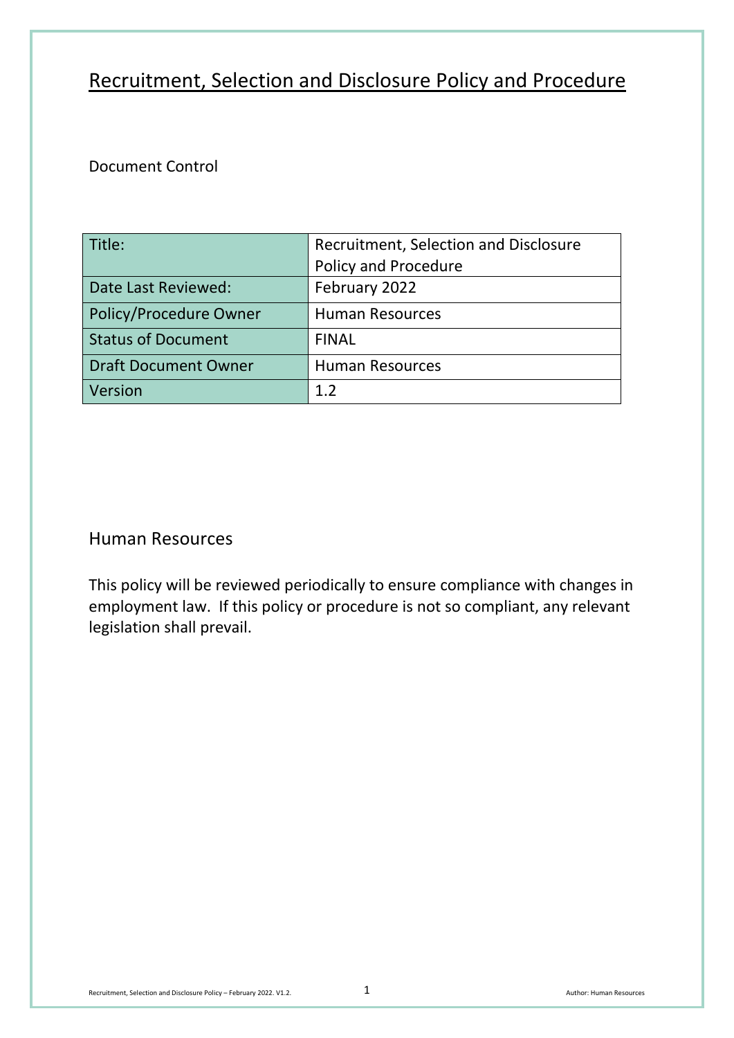# Recruitment, Selection and Disclosure Policy and Procedure

Document Control

| Title: | Recruitment, Selection and Disclosure Policy and Procedure |
|---|---|
| Date Last Reviewed: | February 2022 |
| Policy/Procedure Owner | Human Resources |
| Status of Document | FINAL |
| Draft Document Owner | Human Resources |
| Version | 1.2 |

## Human Resources

This policy will be reviewed periodically to ensure compliance with changes in employment law. If this policy or procedure is not so compliant, any relevant legislation shall prevail.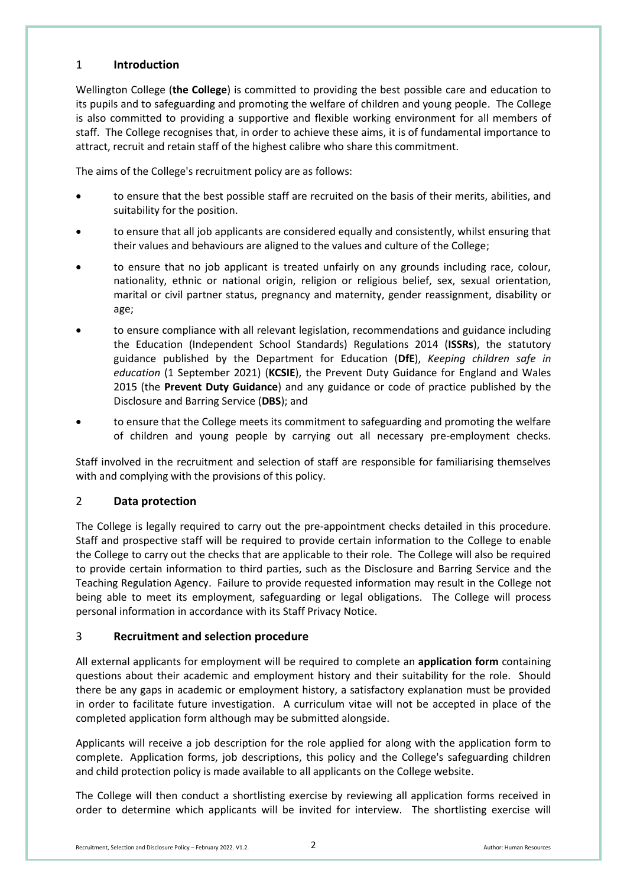## 1 Introduction

Wellington College (**the College**) is committed to providing the best possible care and education to its pupils and to safeguarding and promoting the welfare of children and young people. The College is also committed to providing a supportive and flexible working environment for all members of staff. The College recognises that, in order to achieve these aims, it is of fundamental importance to attract, recruit and retain staff of the highest calibre who share this commitment.

The aims of the College's recruitment policy are as follows:

- to ensure that the best possible staff are recruited on the basis of their merits, abilities, and suitability for the position.
- to ensure that all job applicants are considered equally and consistently, whilst ensuring that their values and behaviours are aligned to the values and culture of the College;
- to ensure that no job applicant is treated unfairly on any grounds including race, colour, nationality, ethnic or national origin, religion or religious belief, sex, sexual orientation, marital or civil partner status, pregnancy and maternity, gender reassignment, disability or age;
- to ensure compliance with all relevant legislation, recommendations and guidance including the Education (Independent School Standards) Regulations 2014 (**ISSRs**), the statutory guidance published by the Department for Education (**DfE**), *Keeping children safe in education* (1 September 2021) (**KCSIE**), the Prevent Duty Guidance for England and Wales 2015 (the **Prevent Duty Guidance**) and any guidance or code of practice published by the Disclosure and Barring Service (**DBS**); and
- to ensure that the College meets its commitment to safeguarding and promoting the welfare of children and young people by carrying out all necessary pre-employment checks.

Staff involved in the recruitment and selection of staff are responsible for familiarising themselves with and complying with the provisions of this policy.

## 2 Data protection

The College is legally required to carry out the pre-appointment checks detailed in this procedure. Staff and prospective staff will be required to provide certain information to the College to enable the College to carry out the checks that are applicable to their role. The College will also be required to provide certain information to third parties, such as the Disclosure and Barring Service and the Teaching Regulation Agency. Failure to provide requested information may result in the College not being able to meet its employment, safeguarding or legal obligations. The College will process personal information in accordance with its Staff Privacy Notice.

## 3 Recruitment and selection procedure

All external applicants for employment will be required to complete an **application form** containing questions about their academic and employment history and their suitability for the role. Should there be any gaps in academic or employment history, a satisfactory explanation must be provided in order to facilitate future investigation. A curriculum vitae will not be accepted in place of the completed application form although may be submitted alongside.

Applicants will receive a job description for the role applied for along with the application form to complete. Application forms, job descriptions, this policy and the College's safeguarding children and child protection policy is made available to all applicants on the College website.

The College will then conduct a shortlisting exercise by reviewing all application forms received in order to determine which applicants will be invited for interview. The shortlisting exercise will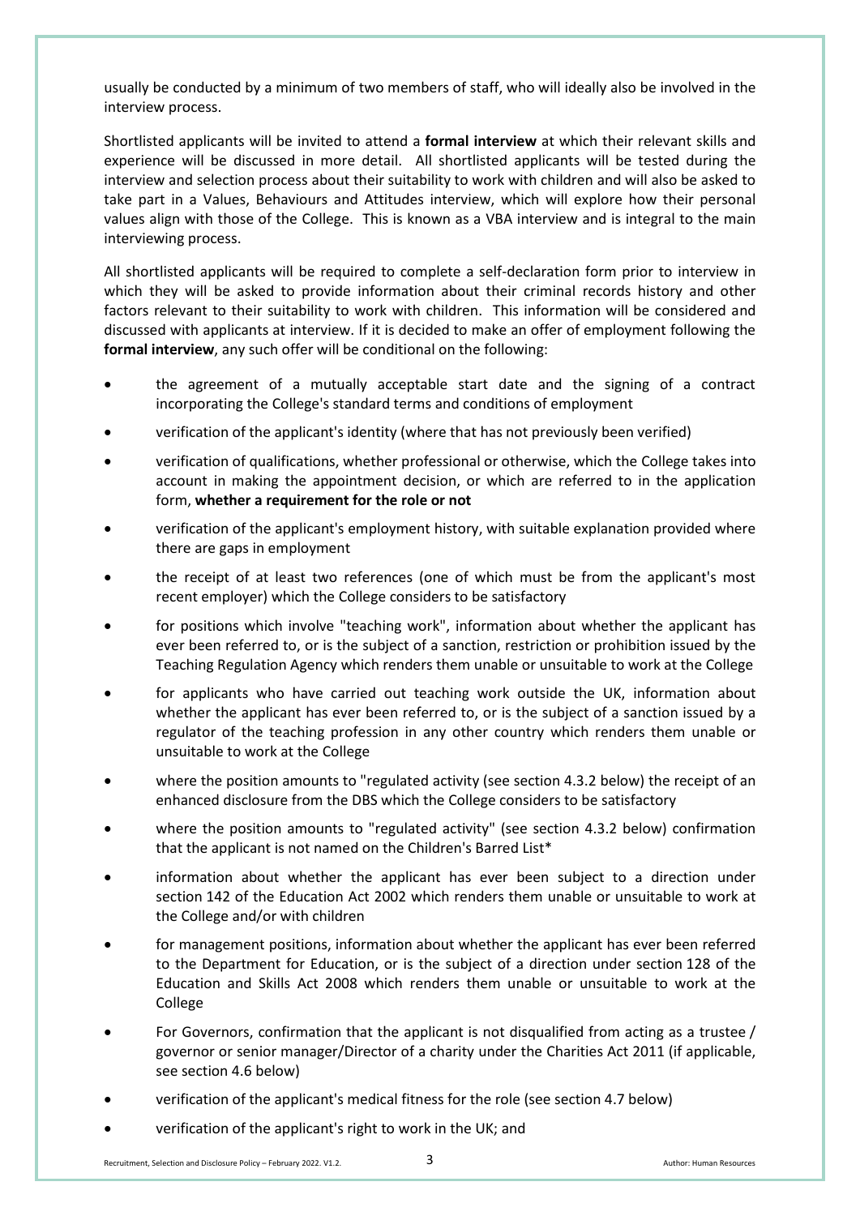usually be conducted by a minimum of two members of staff, who will ideally also be involved in the interview process.

Shortlisted applicants will be invited to attend a **formal interview** at which their relevant skills and experience will be discussed in more detail. All shortlisted applicants will be tested during the interview and selection process about their suitability to work with children and will also be asked to take part in a Values, Behaviours and Attitudes interview, which will explore how their personal values align with those of the College. This is known as a VBA interview and is integral to the main interviewing process.

All shortlisted applicants will be required to complete a self-declaration form prior to interview in which they will be asked to provide information about their criminal records history and other factors relevant to their suitability to work with children. This information will be considered and discussed with applicants at interview. If it is decided to make an offer of employment following the **formal interview**, any such offer will be conditional on the following:

- the agreement of a mutually acceptable start date and the signing of a contract incorporating the College's standard terms and conditions of employment
- verification of the applicant's identity (where that has not previously been verified)
- verification of qualifications, whether professional or otherwise, which the College takes into account in making the appointment decision, or which are referred to in the application form, **whether a requirement for the role or not**
- verification of the applicant's employment history, with suitable explanation provided where there are gaps in employment
- the receipt of at least two references (one of which must be from the applicant's most recent employer) which the College considers to be satisfactory
- for positions which involve "teaching work", information about whether the applicant has ever been referred to, or is the subject of a sanction, restriction or prohibition issued by the Teaching Regulation Agency which renders them unable or unsuitable to work at the College
- for applicants who have carried out teaching work outside the UK, information about whether the applicant has ever been referred to, or is the subject of a sanction issued by a regulator of the teaching profession in any other country which renders them unable or unsuitable to work at the College
- where the position amounts to "regulated activity (see section 4.3.2 below) the receipt of an enhanced disclosure from the DBS which the College considers to be satisfactory
- where the position amounts to "regulated activity" (see section 4.3.2 below) confirmation that the applicant is not named on the Children's Barred List*
- information about whether the applicant has ever been subject to a direction under section 142 of the Education Act 2002 which renders them unable or unsuitable to work at the College and/or with children
- for management positions, information about whether the applicant has ever been referred to the Department for Education, or is the subject of a direction under section 128 of the Education and Skills Act 2008 which renders them unable or unsuitable to work at the College
- For Governors, confirmation that the applicant is not disqualified from acting as a trustee / governor or senior manager/Director of a charity under the Charities Act 2011 (if applicable, see section 4.6 below)
- verification of the applicant's medical fitness for the role (see section 4.7 below)
- verification of the applicant's right to work in the UK; and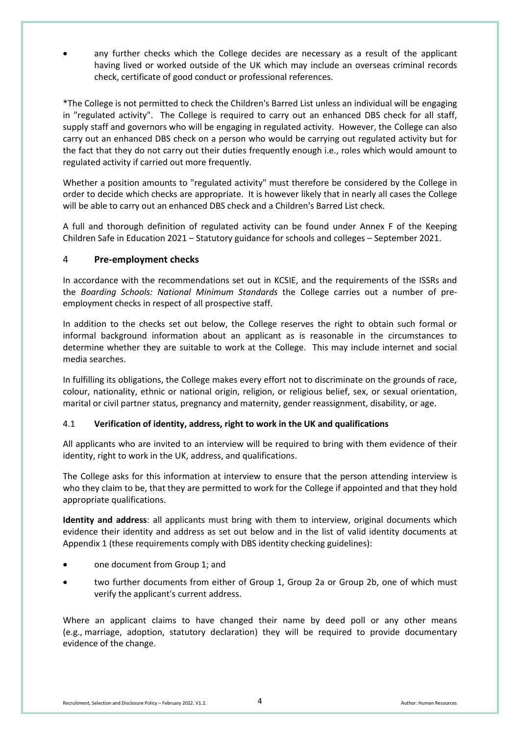- any further checks which the College decides are necessary as a result of the applicant having lived or worked outside of the UK which may include an overseas criminal records check, certificate of good conduct or professional references.

*The College is not permitted to check the Children's Barred List unless an individual will be engaging in "regulated activity". The College is required to carry out an enhanced DBS check for all staff, supply staff and governors who will be engaging in regulated activity. However, the College can also carry out an enhanced DBS check on a person who would be carrying out regulated activity but for the fact that they do not carry out their duties frequently enough i.e., roles which would amount to regulated activity if carried out more frequently.

Whether a position amounts to "regulated activity" must therefore be considered by the College in order to decide which checks are appropriate. It is however likely that in nearly all cases the College will be able to carry out an enhanced DBS check and a Children's Barred List check.

A full and thorough definition of regulated activity can be found under Annex F of the Keeping Children Safe in Education 2021 – Statutory guidance for schools and colleges – September 2021.

## 4 Pre-employment checks

In accordance with the recommendations set out in KCSIE, and the requirements of the ISSRs and the *Boarding Schools: National Minimum Standards* the College carries out a number of pre-employment checks in respect of all prospective staff.

In addition to the checks set out below, the College reserves the right to obtain such formal or informal background information about an applicant as is reasonable in the circumstances to determine whether they are suitable to work at the College. This may include internet and social media searches.

In fulfilling its obligations, the College makes every effort not to discriminate on the grounds of race, colour, nationality, ethnic or national origin, religion, or religious belief, sex, or sexual orientation, marital or civil partner status, pregnancy and maternity, gender reassignment, disability, or age.

### 4.1 Verification of identity, address, right to work in the UK and qualifications

All applicants who are invited to an interview will be required to bring with them evidence of their identity, right to work in the UK, address, and qualifications.

The College asks for this information at interview to ensure that the person attending interview is who they claim to be, that they are permitted to work for the College if appointed and that they hold appropriate qualifications.

**Identity and address**: all applicants must bring with them to interview, original documents which evidence their identity and address as set out below and in the list of valid identity documents at Appendix 1 (these requirements comply with DBS identity checking guidelines):

- one document from Group 1; and
- two further documents from either of Group 1, Group 2a or Group 2b, one of which must verify the applicant's current address.

Where an applicant claims to have changed their name by deed poll or any other means (e.g., marriage, adoption, statutory declaration) they will be required to provide documentary evidence of the change.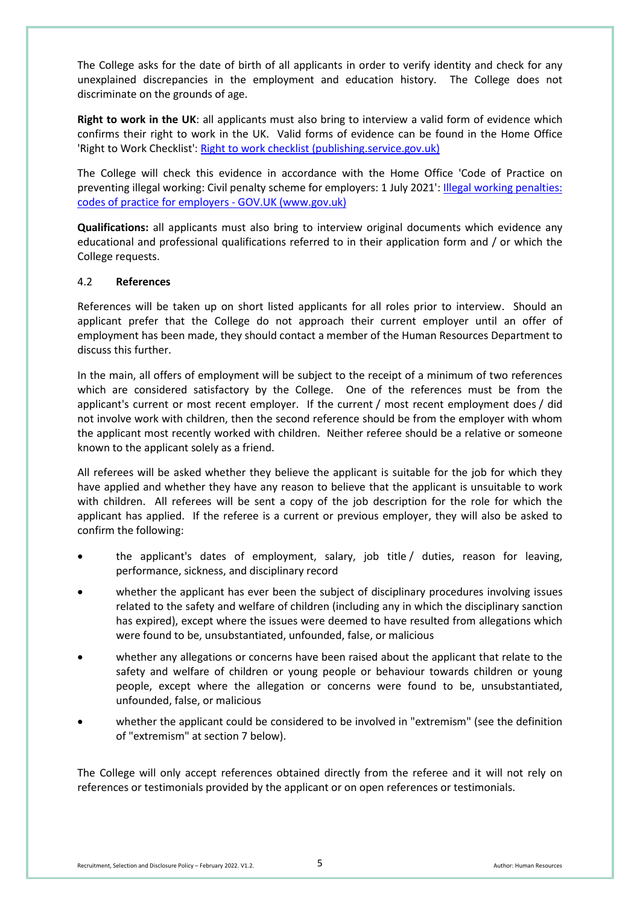The College asks for the date of birth of all applicants in order to verify identity and check for any unexplained discrepancies in the employment and education history. The College does not discriminate on the grounds of age.

**Right to work in the UK**: all applicants must also bring to interview a valid form of evidence which confirms their right to work in the UK. Valid forms of evidence can be found in the Home Office 'Right to Work Checklist': [Right to work checklist (publishing.service.gov.uk)]

The College will check this evidence in accordance with the Home Office 'Code of Practice on preventing illegal working: Civil penalty scheme for employers: 1 July 2021': [Illegal working penalties: codes of practice for employers - GOV.UK (www.gov.uk)]

**Qualifications:** all applicants must also bring to interview original documents which evidence any educational and professional qualifications referred to in their application form and / or which the College requests.

### 4.2 References

References will be taken up on short listed applicants for all roles prior to interview. Should an applicant prefer that the College do not approach their current employer until an offer of employment has been made, they should contact a member of the Human Resources Department to discuss this further.

In the main, all offers of employment will be subject to the receipt of a minimum of two references which are considered satisfactory by the College. One of the references must be from the applicant's current or most recent employer. If the current / most recent employment does / did not involve work with children, then the second reference should be from the employer with whom the applicant most recently worked with children. Neither referee should be a relative or someone known to the applicant solely as a friend.

All referees will be asked whether they believe the applicant is suitable for the job for which they have applied and whether they have any reason to believe that the applicant is unsuitable to work with children. All referees will be sent a copy of the job description for the role for which the applicant has applied. If the referee is a current or previous employer, they will also be asked to confirm the following:

- the applicant's dates of employment, salary, job title / duties, reason for leaving, performance, sickness, and disciplinary record
- whether the applicant has ever been the subject of disciplinary procedures involving issues related to the safety and welfare of children (including any in which the disciplinary sanction has expired), except where the issues were deemed to have resulted from allegations which were found to be, unsubstantiated, unfounded, false, or malicious
- whether any allegations or concerns have been raised about the applicant that relate to the safety and welfare of children or young people or behaviour towards children or young people, except where the allegation or concerns were found to be, unsubstantiated, unfounded, false, or malicious
- whether the applicant could be considered to be involved in "extremism" (see the definition of "extremism" at section 7 below).

The College will only accept references obtained directly from the referee and it will not rely on references or testimonials provided by the applicant or on open references or testimonials.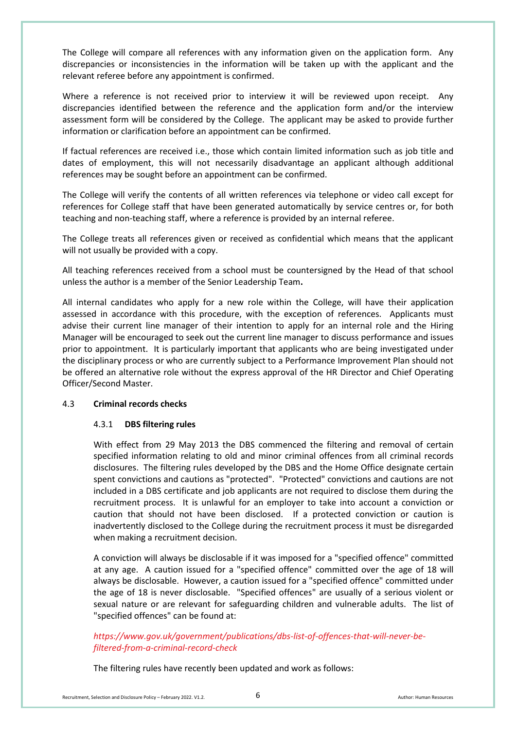The College will compare all references with any information given on the application form. Any discrepancies or inconsistencies in the information will be taken up with the applicant and the relevant referee before any appointment is confirmed.

Where a reference is not received prior to interview it will be reviewed upon receipt. Any discrepancies identified between the reference and the application form and/or the interview assessment form will be considered by the College. The applicant may be asked to provide further information or clarification before an appointment can be confirmed.

If factual references are received i.e., those which contain limited information such as job title and dates of employment, this will not necessarily disadvantage an applicant although additional references may be sought before an appointment can be confirmed.

The College will verify the contents of all written references via telephone or video call except for references for College staff that have been generated automatically by service centres or, for both teaching and non-teaching staff, where a reference is provided by an internal referee.

The College treats all references given or received as confidential which means that the applicant will not usually be provided with a copy.

All teaching references received from a school must be countersigned by the Head of that school unless the author is a member of the Senior Leadership Team**.**

All internal candidates who apply for a new role within the College, will have their application assessed in accordance with this procedure, with the exception of references. Applicants must advise their current line manager of their intention to apply for an internal role and the Hiring Manager will be encouraged to seek out the current line manager to discuss performance and issues prior to appointment. It is particularly important that applicants who are being investigated under the disciplinary process or who are currently subject to a Performance Improvement Plan should not be offered an alternative role without the express approval of the HR Director and Chief Operating Officer/Second Master.

### 4.3 Criminal records checks

#### 4.3.1 DBS filtering rules

With effect from 29 May 2013 the DBS commenced the filtering and removal of certain specified information relating to old and minor criminal offences from all criminal records disclosures. The filtering rules developed by the DBS and the Home Office designate certain spent convictions and cautions as "protected". "Protected" convictions and cautions are not included in a DBS certificate and job applicants are not required to disclose them during the recruitment process. It is unlawful for an employer to take into account a conviction or caution that should not have been disclosed. If a protected conviction or caution is inadvertently disclosed to the College during the recruitment process it must be disregarded when making a recruitment decision.

A conviction will always be disclosable if it was imposed for a "specified offence" committed at any age. A caution issued for a "specified offence" committed over the age of 18 will always be disclosable. However, a caution issued for a "specified offence" committed under the age of 18 is never disclosable. "Specified offences" are usually of a serious violent or sexual nature or are relevant for safeguarding children and vulnerable adults. The list of "specified offences" can be found at:

*https://www.gov.uk/government/publications/dbs-list-of-offences-that-will-never-be-filtered-from-a-criminal-record-check*

The filtering rules have recently been updated and work as follows: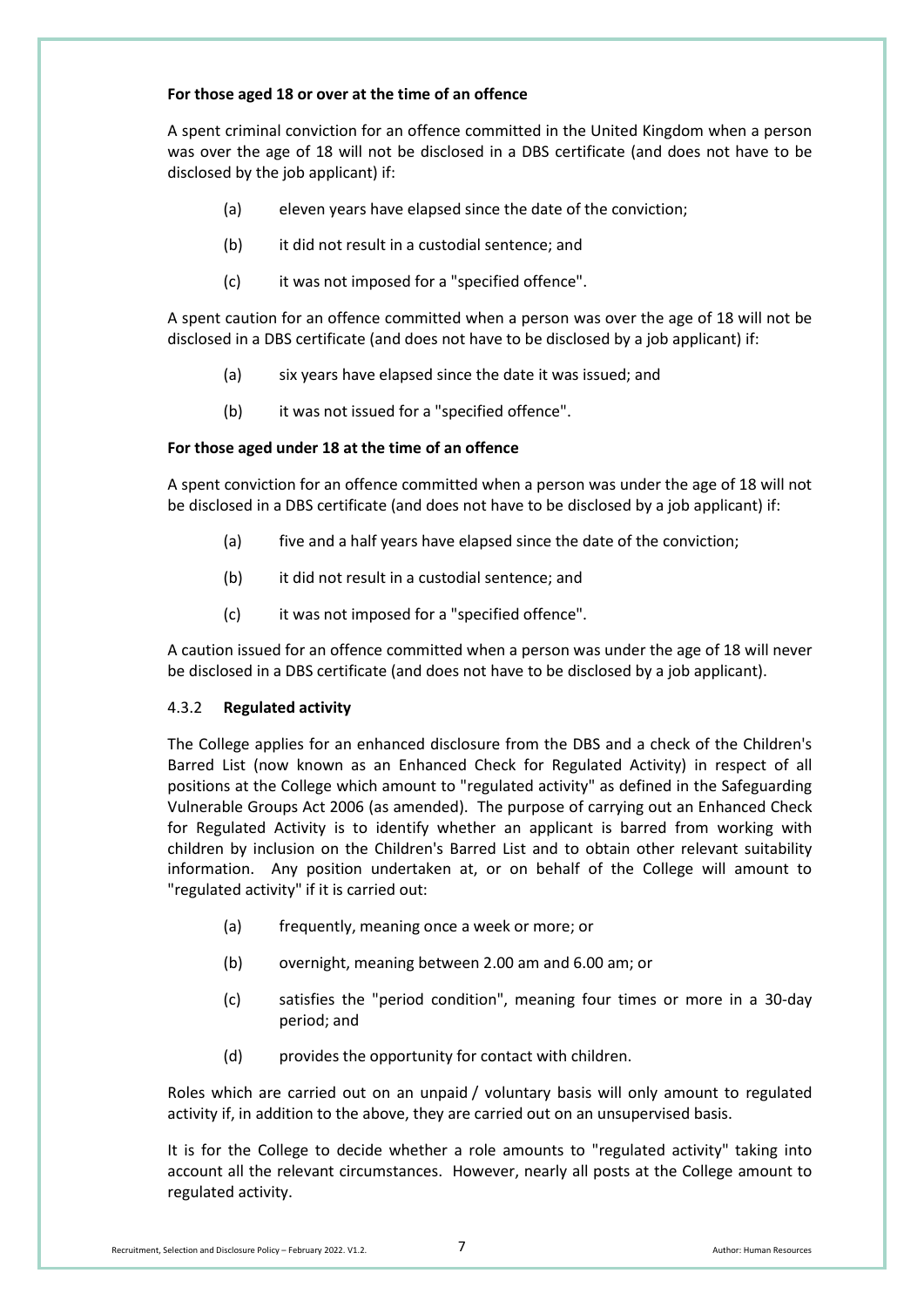**For those aged 18 or over at the time of an offence**

A spent criminal conviction for an offence committed in the United Kingdom when a person was over the age of 18 will not be disclosed in a DBS certificate (and does not have to be disclosed by the job applicant) if:

(a) eleven years have elapsed since the date of the conviction;

(b) it did not result in a custodial sentence; and

(c) it was not imposed for a "specified offence".

A spent caution for an offence committed when a person was over the age of 18 will not be disclosed in a DBS certificate (and does not have to be disclosed by a job applicant) if:

(a) six years have elapsed since the date it was issued; and

(b) it was not issued for a "specified offence".

**For those aged under 18 at the time of an offence**

A spent conviction for an offence committed when a person was under the age of 18 will not be disclosed in a DBS certificate (and does not have to be disclosed by a job applicant) if:

(a) five and a half years have elapsed since the date of the conviction;

(b) it did not result in a custodial sentence; and

(c) it was not imposed for a "specified offence".

A caution issued for an offence committed when a person was under the age of 18 will never be disclosed in a DBS certificate (and does not have to be disclosed by a job applicant).

### 4.3.2 **Regulated activity**

The College applies for an enhanced disclosure from the DBS and a check of the Children's Barred List (now known as an Enhanced Check for Regulated Activity) in respect of all positions at the College which amount to "regulated activity" as defined in the Safeguarding Vulnerable Groups Act 2006 (as amended). The purpose of carrying out an Enhanced Check for Regulated Activity is to identify whether an applicant is barred from working with children by inclusion on the Children's Barred List and to obtain other relevant suitability information. Any position undertaken at, or on behalf of the College will amount to "regulated activity" if it is carried out:

(a) frequently, meaning once a week or more; or

(b) overnight, meaning between 2.00 am and 6.00 am; or

(c) satisfies the "period condition", meaning four times or more in a 30-day period; and

(d) provides the opportunity for contact with children.

Roles which are carried out on an unpaid / voluntary basis will only amount to regulated activity if, in addition to the above, they are carried out on an unsupervised basis.

It is for the College to decide whether a role amounts to "regulated activity" taking into account all the relevant circumstances. However, nearly all posts at the College amount to regulated activity.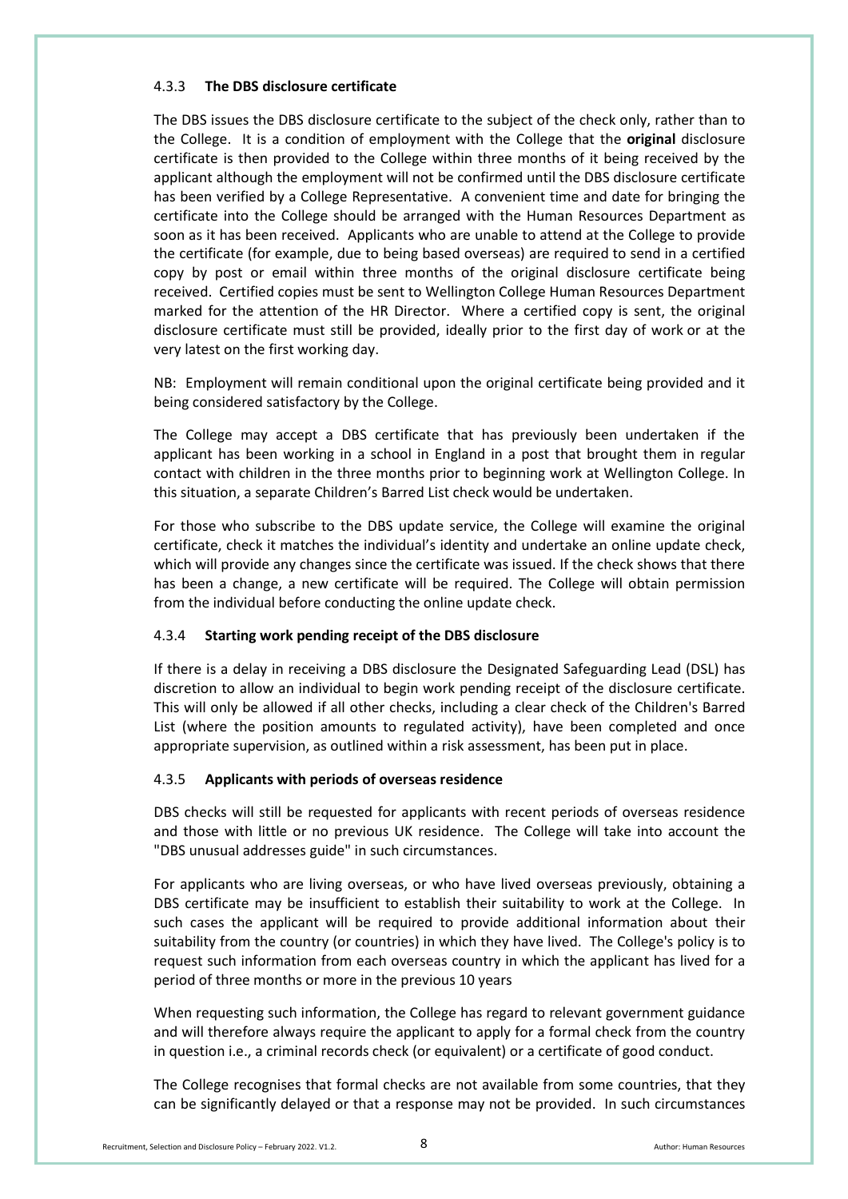#### 4.3.3 **The DBS disclosure certificate**

The DBS issues the DBS disclosure certificate to the subject of the check only, rather than to the College. It is a condition of employment with the College that the **original** disclosure certificate is then provided to the College within three months of it being received by the applicant although the employment will not be confirmed until the DBS disclosure certificate has been verified by a College Representative. A convenient time and date for bringing the certificate into the College should be arranged with the Human Resources Department as soon as it has been received. Applicants who are unable to attend at the College to provide the certificate (for example, due to being based overseas) are required to send in a certified copy by post or email within three months of the original disclosure certificate being received. Certified copies must be sent to Wellington College Human Resources Department marked for the attention of the HR Director. Where a certified copy is sent, the original disclosure certificate must still be provided, ideally prior to the first day of work or at the very latest on the first working day.

NB: Employment will remain conditional upon the original certificate being provided and it being considered satisfactory by the College.

The College may accept a DBS certificate that has previously been undertaken if the applicant has been working in a school in England in a post that brought them in regular contact with children in the three months prior to beginning work at Wellington College. In this situation, a separate Children's Barred List check would be undertaken.

For those who subscribe to the DBS update service, the College will examine the original certificate, check it matches the individual's identity and undertake an online update check, which will provide any changes since the certificate was issued. If the check shows that there has been a change, a new certificate will be required. The College will obtain permission from the individual before conducting the online update check.

#### 4.3.4 **Starting work pending receipt of the DBS disclosure**

If there is a delay in receiving a DBS disclosure the Designated Safeguarding Lead (DSL) has discretion to allow an individual to begin work pending receipt of the disclosure certificate. This will only be allowed if all other checks, including a clear check of the Children's Barred List (where the position amounts to regulated activity), have been completed and once appropriate supervision, as outlined within a risk assessment, has been put in place.

#### 4.3.5 **Applicants with periods of overseas residence**

DBS checks will still be requested for applicants with recent periods of overseas residence and those with little or no previous UK residence. The College will take into account the "DBS unusual addresses guide" in such circumstances.

For applicants who are living overseas, or who have lived overseas previously, obtaining a DBS certificate may be insufficient to establish their suitability to work at the College. In such cases the applicant will be required to provide additional information about their suitability from the country (or countries) in which they have lived. The College's policy is to request such information from each overseas country in which the applicant has lived for a period of three months or more in the previous 10 years

When requesting such information, the College has regard to relevant government guidance and will therefore always require the applicant to apply for a formal check from the country in question i.e., a criminal records check (or equivalent) or a certificate of good conduct.

The College recognises that formal checks are not available from some countries, that they can be significantly delayed or that a response may not be provided. In such circumstances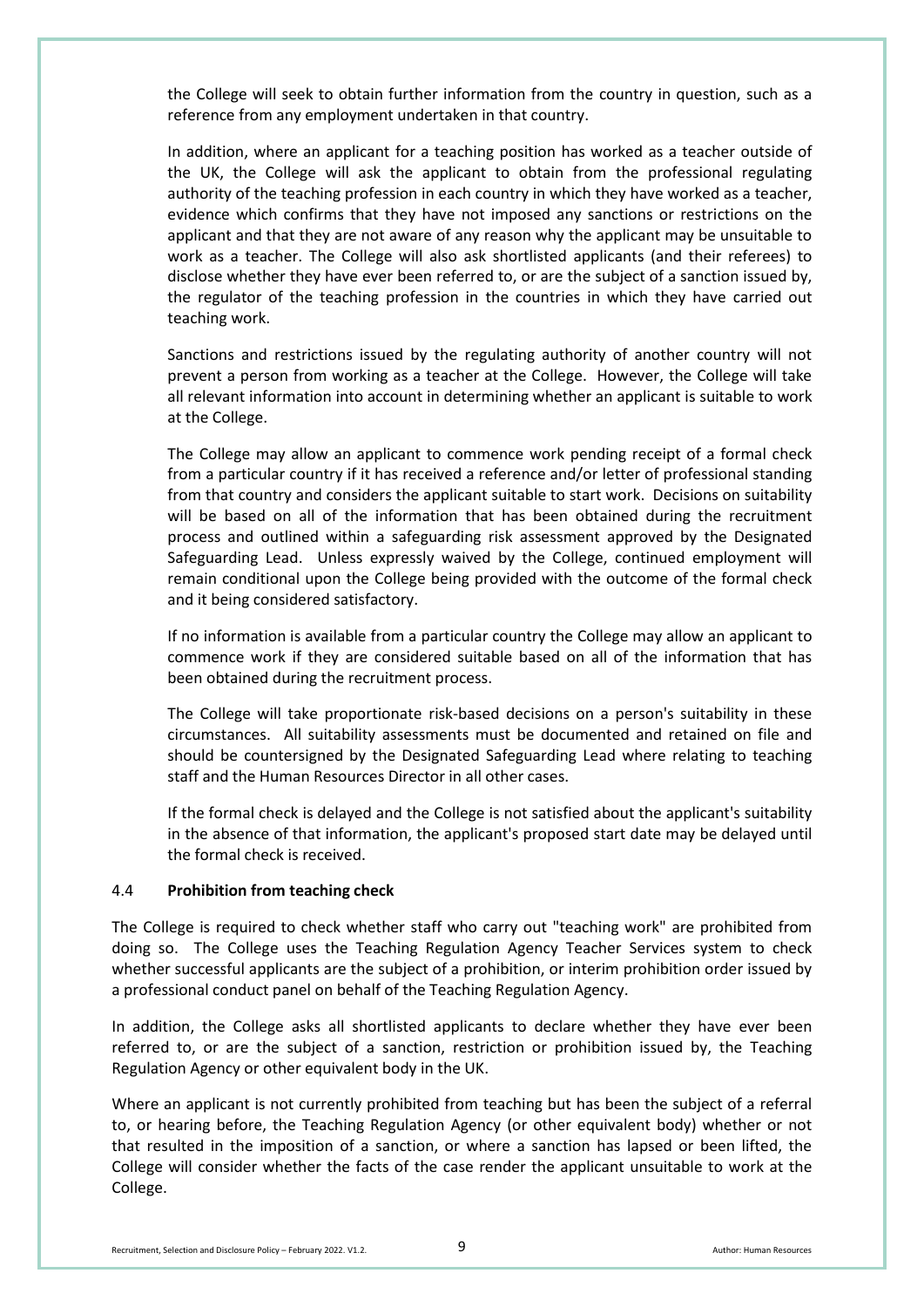the College will seek to obtain further information from the country in question, such as a reference from any employment undertaken in that country.

In addition, where an applicant for a teaching position has worked as a teacher outside of the UK, the College will ask the applicant to obtain from the professional regulating authority of the teaching profession in each country in which they have worked as a teacher, evidence which confirms that they have not imposed any sanctions or restrictions on the applicant and that they are not aware of any reason why the applicant may be unsuitable to work as a teacher. The College will also ask shortlisted applicants (and their referees) to disclose whether they have ever been referred to, or are the subject of a sanction issued by, the regulator of the teaching profession in the countries in which they have carried out teaching work.

Sanctions and restrictions issued by the regulating authority of another country will not prevent a person from working as a teacher at the College. However, the College will take all relevant information into account in determining whether an applicant is suitable to work at the College.

The College may allow an applicant to commence work pending receipt of a formal check from a particular country if it has received a reference and/or letter of professional standing from that country and considers the applicant suitable to start work. Decisions on suitability will be based on all of the information that has been obtained during the recruitment process and outlined within a safeguarding risk assessment approved by the Designated Safeguarding Lead. Unless expressly waived by the College, continued employment will remain conditional upon the College being provided with the outcome of the formal check and it being considered satisfactory.

If no information is available from a particular country the College may allow an applicant to commence work if they are considered suitable based on all of the information that has been obtained during the recruitment process.

The College will take proportionate risk-based decisions on a person's suitability in these circumstances. All suitability assessments must be documented and retained on file and should be countersigned by the Designated Safeguarding Lead where relating to teaching staff and the Human Resources Director in all other cases.

If the formal check is delayed and the College is not satisfied about the applicant's suitability in the absence of that information, the applicant's proposed start date may be delayed until the formal check is received.

### 4.4 **Prohibition from teaching check**

The College is required to check whether staff who carry out "teaching work" are prohibited from doing so. The College uses the Teaching Regulation Agency Teacher Services system to check whether successful applicants are the subject of a prohibition, or interim prohibition order issued by a professional conduct panel on behalf of the Teaching Regulation Agency.

In addition, the College asks all shortlisted applicants to declare whether they have ever been referred to, or are the subject of a sanction, restriction or prohibition issued by, the Teaching Regulation Agency or other equivalent body in the UK.

Where an applicant is not currently prohibited from teaching but has been the subject of a referral to, or hearing before, the Teaching Regulation Agency (or other equivalent body) whether or not that resulted in the imposition of a sanction, or where a sanction has lapsed or been lifted, the College will consider whether the facts of the case render the applicant unsuitable to work at the College.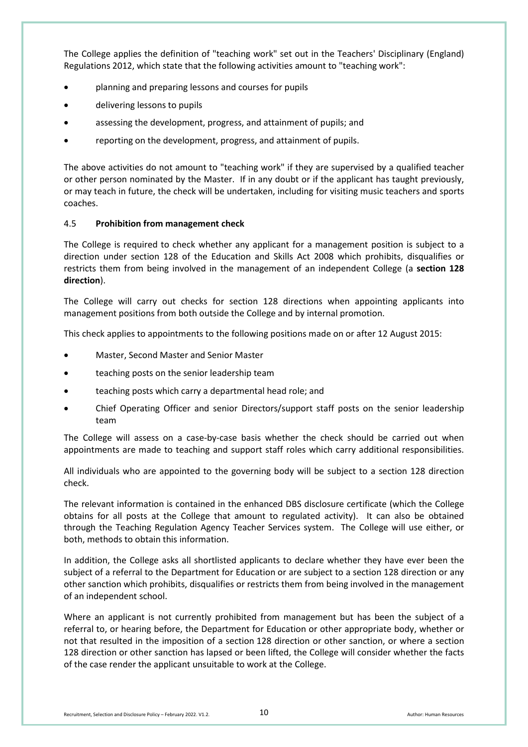The College applies the definition of "teaching work" set out in the Teachers' Disciplinary (England) Regulations 2012, which state that the following activities amount to "teaching work":

- planning and preparing lessons and courses for pupils
- delivering lessons to pupils
- assessing the development, progress, and attainment of pupils; and
- reporting on the development, progress, and attainment of pupils.

The above activities do not amount to "teaching work" if they are supervised by a qualified teacher or other person nominated by the Master. If in any doubt or if the applicant has taught previously, or may teach in future, the check will be undertaken, including for visiting music teachers and sports coaches.

### 4.5 **Prohibition from management check**

The College is required to check whether any applicant for a management position is subject to a direction under section 128 of the Education and Skills Act 2008 which prohibits, disqualifies or restricts them from being involved in the management of an independent College (a **section 128 direction**).

The College will carry out checks for section 128 directions when appointing applicants into management positions from both outside the College and by internal promotion.

This check applies to appointments to the following positions made on or after 12 August 2015:

- Master, Second Master and Senior Master
- teaching posts on the senior leadership team
- teaching posts which carry a departmental head role; and
- Chief Operating Officer and senior Directors/support staff posts on the senior leadership team

The College will assess on a case-by-case basis whether the check should be carried out when appointments are made to teaching and support staff roles which carry additional responsibilities.

All individuals who are appointed to the governing body will be subject to a section 128 direction check.

The relevant information is contained in the enhanced DBS disclosure certificate (which the College obtains for all posts at the College that amount to regulated activity). It can also be obtained through the Teaching Regulation Agency Teacher Services system. The College will use either, or both, methods to obtain this information.

In addition, the College asks all shortlisted applicants to declare whether they have ever been the subject of a referral to the Department for Education or are subject to a section 128 direction or any other sanction which prohibits, disqualifies or restricts them from being involved in the management of an independent school.

Where an applicant is not currently prohibited from management but has been the subject of a referral to, or hearing before, the Department for Education or other appropriate body, whether or not that resulted in the imposition of a section 128 direction or other sanction, or where a section 128 direction or other sanction has lapsed or been lifted, the College will consider whether the facts of the case render the applicant unsuitable to work at the College.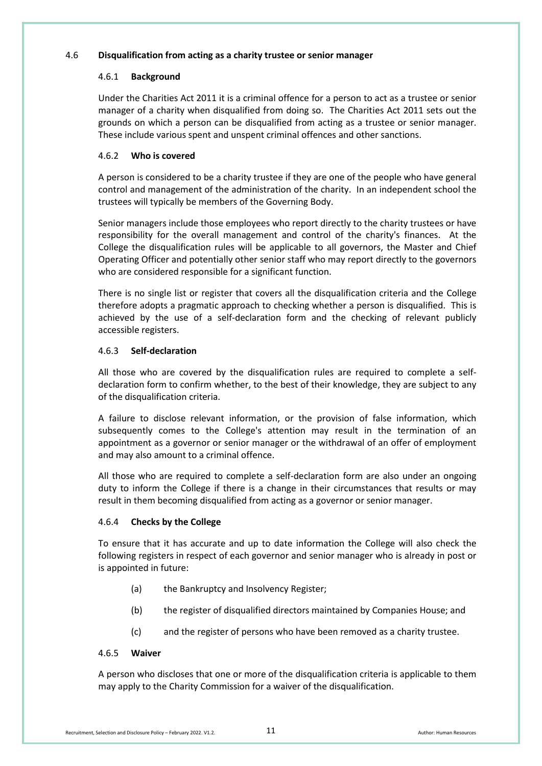## 4.6 Disqualification from acting as a charity trustee or senior manager

### 4.6.1 Background

Under the Charities Act 2011 it is a criminal offence for a person to act as a trustee or senior manager of a charity when disqualified from doing so. The Charities Act 2011 sets out the grounds on which a person can be disqualified from acting as a trustee or senior manager. These include various spent and unspent criminal offences and other sanctions.

### 4.6.2 Who is covered

A person is considered to be a charity trustee if they are one of the people who have general control and management of the administration of the charity. In an independent school the trustees will typically be members of the Governing Body.

Senior managers include those employees who report directly to the charity trustees or have responsibility for the overall management and control of the charity's finances. At the College the disqualification rules will be applicable to all governors, the Master and Chief Operating Officer and potentially other senior staff who may report directly to the governors who are considered responsible for a significant function.

There is no single list or register that covers all the disqualification criteria and the College therefore adopts a pragmatic approach to checking whether a person is disqualified. This is achieved by the use of a self-declaration form and the checking of relevant publicly accessible registers.

### 4.6.3 Self-declaration

All those who are covered by the disqualification rules are required to complete a self-declaration form to confirm whether, to the best of their knowledge, they are subject to any of the disqualification criteria.

A failure to disclose relevant information, or the provision of false information, which subsequently comes to the College's attention may result in the termination of an appointment as a governor or senior manager or the withdrawal of an offer of employment and may also amount to a criminal offence.

All those who are required to complete a self-declaration form are also under an ongoing duty to inform the College if there is a change in their circumstances that results or may result in them becoming disqualified from acting as a governor or senior manager.

### 4.6.4 Checks by the College

To ensure that it has accurate and up to date information the College will also check the following registers in respect of each governor and senior manager who is already in post or is appointed in future:

(a) the Bankruptcy and Insolvency Register;

(b) the register of disqualified directors maintained by Companies House; and

(c) and the register of persons who have been removed as a charity trustee.

### 4.6.5 Waiver

A person who discloses that one or more of the disqualification criteria is applicable to them may apply to the Charity Commission for a waiver of the disqualification.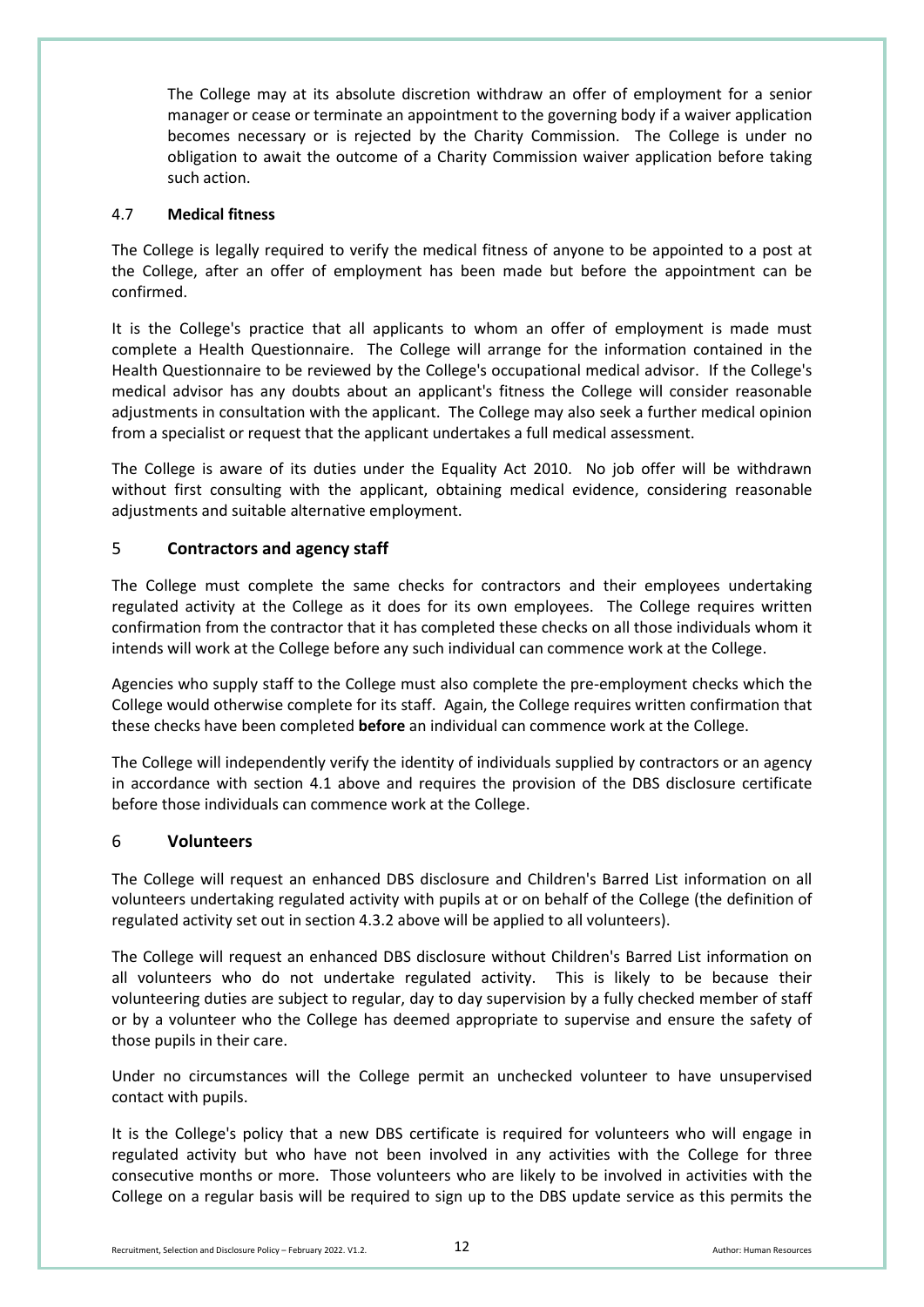The College may at its absolute discretion withdraw an offer of employment for a senior manager or cease or terminate an appointment to the governing body if a waiver application becomes necessary or is rejected by the Charity Commission. The College is under no obligation to await the outcome of a Charity Commission waiver application before taking such action.

### 4.7 **Medical fitness**

The College is legally required to verify the medical fitness of anyone to be appointed to a post at the College, after an offer of employment has been made but before the appointment can be confirmed.

It is the College's practice that all applicants to whom an offer of employment is made must complete a Health Questionnaire. The College will arrange for the information contained in the Health Questionnaire to be reviewed by the College's occupational medical advisor. If the College's medical advisor has any doubts about an applicant's fitness the College will consider reasonable adjustments in consultation with the applicant. The College may also seek a further medical opinion from a specialist or request that the applicant undertakes a full medical assessment.

The College is aware of its duties under the Equality Act 2010. No job offer will be withdrawn without first consulting with the applicant, obtaining medical evidence, considering reasonable adjustments and suitable alternative employment.

## 5 **Contractors and agency staff**

The College must complete the same checks for contractors and their employees undertaking regulated activity at the College as it does for its own employees. The College requires written confirmation from the contractor that it has completed these checks on all those individuals whom it intends will work at the College before any such individual can commence work at the College.

Agencies who supply staff to the College must also complete the pre-employment checks which the College would otherwise complete for its staff. Again, the College requires written confirmation that these checks have been completed **before** an individual can commence work at the College.

The College will independently verify the identity of individuals supplied by contractors or an agency in accordance with section 4.1 above and requires the provision of the DBS disclosure certificate before those individuals can commence work at the College.

## 6 **Volunteers**

The College will request an enhanced DBS disclosure and Children's Barred List information on all volunteers undertaking regulated activity with pupils at or on behalf of the College (the definition of regulated activity set out in section 4.3.2 above will be applied to all volunteers).

The College will request an enhanced DBS disclosure without Children's Barred List information on all volunteers who do not undertake regulated activity. This is likely to be because their volunteering duties are subject to regular, day to day supervision by a fully checked member of staff or by a volunteer who the College has deemed appropriate to supervise and ensure the safety of those pupils in their care.

Under no circumstances will the College permit an unchecked volunteer to have unsupervised contact with pupils.

It is the College's policy that a new DBS certificate is required for volunteers who will engage in regulated activity but who have not been involved in any activities with the College for three consecutive months or more. Those volunteers who are likely to be involved in activities with the College on a regular basis will be required to sign up to the DBS update service as this permits the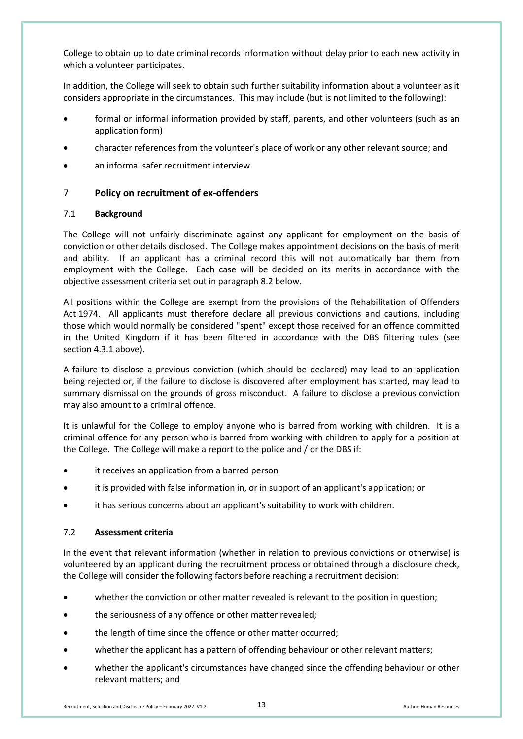College to obtain up to date criminal records information without delay prior to each new activity in which a volunteer participates.

In addition, the College will seek to obtain such further suitability information about a volunteer as it considers appropriate in the circumstances. This may include (but is not limited to the following):

- formal or informal information provided by staff, parents, and other volunteers (such as an application form)
- character references from the volunteer's place of work or any other relevant source; and
- an informal safer recruitment interview.

## 7 Policy on recruitment of ex-offenders

### 7.1 Background

The College will not unfairly discriminate against any applicant for employment on the basis of conviction or other details disclosed. The College makes appointment decisions on the basis of merit and ability. If an applicant has a criminal record this will not automatically bar them from employment with the College. Each case will be decided on its merits in accordance with the objective assessment criteria set out in paragraph 8.2 below.

All positions within the College are exempt from the provisions of the Rehabilitation of Offenders Act 1974. All applicants must therefore declare all previous convictions and cautions, including those which would normally be considered "spent" except those received for an offence committed in the United Kingdom if it has been filtered in accordance with the DBS filtering rules (see section 4.3.1 above).

A failure to disclose a previous conviction (which should be declared) may lead to an application being rejected or, if the failure to disclose is discovered after employment has started, may lead to summary dismissal on the grounds of gross misconduct. A failure to disclose a previous conviction may also amount to a criminal offence.

It is unlawful for the College to employ anyone who is barred from working with children. It is a criminal offence for any person who is barred from working with children to apply for a position at the College. The College will make a report to the police and / or the DBS if:

- it receives an application from a barred person
- it is provided with false information in, or in support of an applicant's application; or
- it has serious concerns about an applicant's suitability to work with children.

### 7.2 Assessment criteria

In the event that relevant information (whether in relation to previous convictions or otherwise) is volunteered by an applicant during the recruitment process or obtained through a disclosure check, the College will consider the following factors before reaching a recruitment decision:

- whether the conviction or other matter revealed is relevant to the position in question;
- the seriousness of any offence or other matter revealed;
- the length of time since the offence or other matter occurred;
- whether the applicant has a pattern of offending behaviour or other relevant matters;
- whether the applicant's circumstances have changed since the offending behaviour or other relevant matters; and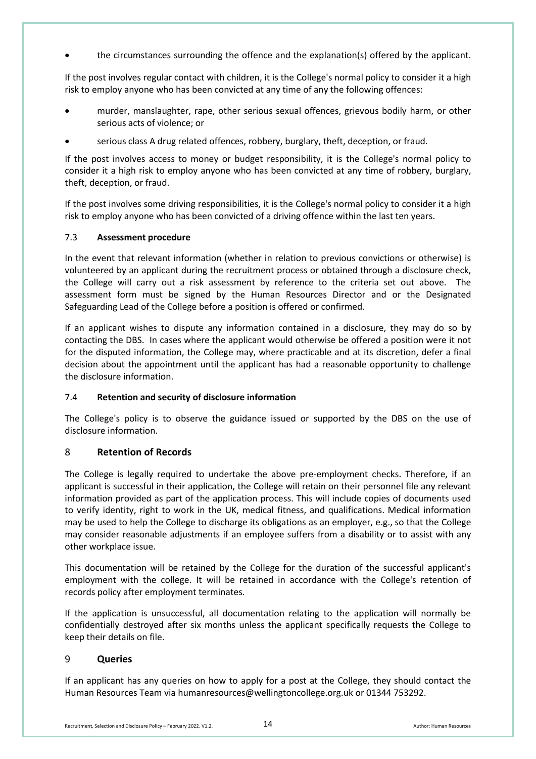- the circumstances surrounding the offence and the explanation(s) offered by the applicant.

If the post involves regular contact with children, it is the College's normal policy to consider it a high risk to employ anyone who has been convicted at any time of any the following offences:

- murder, manslaughter, rape, other serious sexual offences, grievous bodily harm, or other serious acts of violence; or
- serious class A drug related offences, robbery, burglary, theft, deception, or fraud.

If the post involves access to money or budget responsibility, it is the College's normal policy to consider it a high risk to employ anyone who has been convicted at any time of robbery, burglary, theft, deception, or fraud.

If the post involves some driving responsibilities, it is the College's normal policy to consider it a high risk to employ anyone who has been convicted of a driving offence within the last ten years.

### 7.3 Assessment procedure

In the event that relevant information (whether in relation to previous convictions or otherwise) is volunteered by an applicant during the recruitment process or obtained through a disclosure check, the College will carry out a risk assessment by reference to the criteria set out above. The assessment form must be signed by the Human Resources Director and or the Designated Safeguarding Lead of the College before a position is offered or confirmed.

If an applicant wishes to dispute any information contained in a disclosure, they may do so by contacting the DBS. In cases where the applicant would otherwise be offered a position were it not for the disputed information, the College may, where practicable and at its discretion, defer a final decision about the appointment until the applicant has had a reasonable opportunity to challenge the disclosure information.

### 7.4 Retention and security of disclosure information

The College's policy is to observe the guidance issued or supported by the DBS on the use of disclosure information.

## 8 Retention of Records

The College is legally required to undertake the above pre-employment checks. Therefore, if an applicant is successful in their application, the College will retain on their personnel file any relevant information provided as part of the application process. This will include copies of documents used to verify identity, right to work in the UK, medical fitness, and qualifications. Medical information may be used to help the College to discharge its obligations as an employer, e.g., so that the College may consider reasonable adjustments if an employee suffers from a disability or to assist with any other workplace issue.

This documentation will be retained by the College for the duration of the successful applicant's employment with the college. It will be retained in accordance with the College's retention of records policy after employment terminates.

If the application is unsuccessful, all documentation relating to the application will normally be confidentially destroyed after six months unless the applicant specifically requests the College to keep their details on file.

## 9 Queries

If an applicant has any queries on how to apply for a post at the College, they should contact the Human Resources Team via humanresources@wellingtoncollege.org.uk or 01344 753292.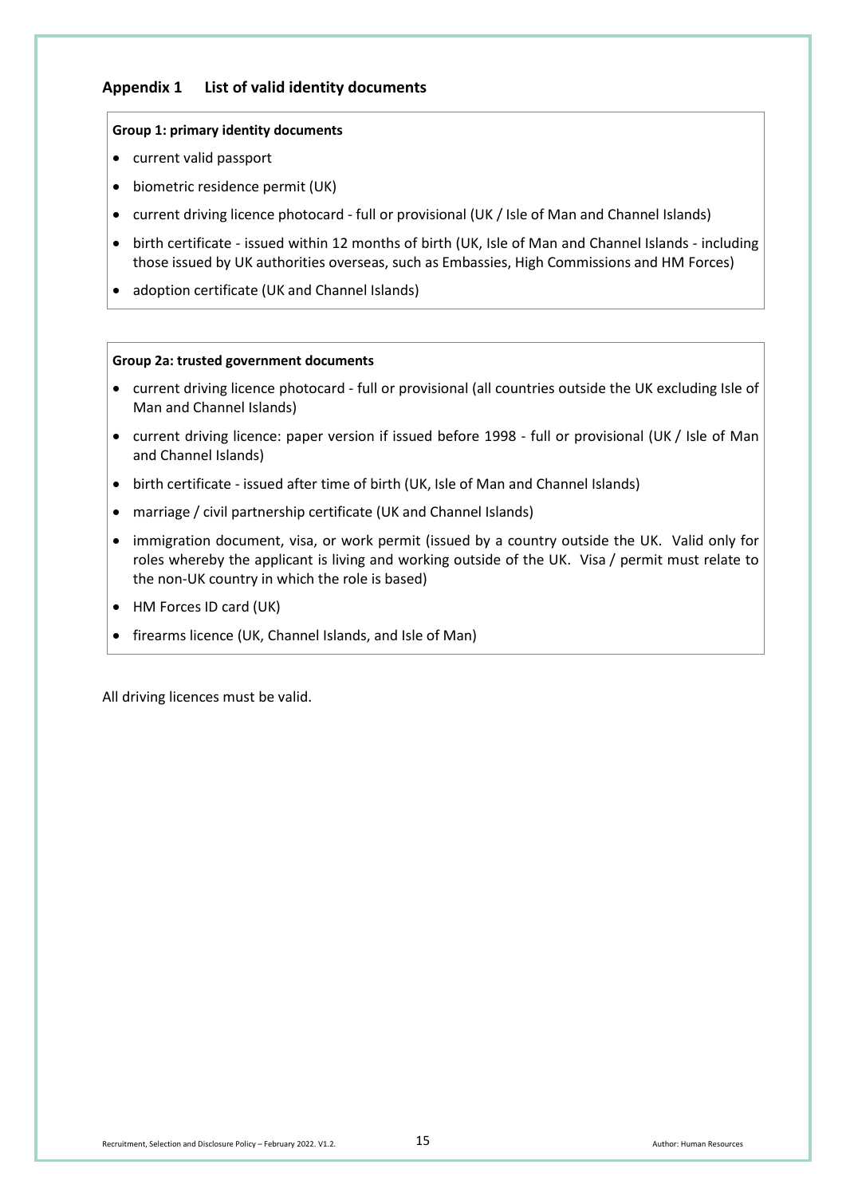## Appendix 1 List of valid identity documents

**Group 1: primary identity documents**

- current valid passport
- biometric residence permit (UK)
- current driving licence photocard - full or provisional (UK / Isle of Man and Channel Islands)
- birth certificate - issued within 12 months of birth (UK, Isle of Man and Channel Islands - including those issued by UK authorities overseas, such as Embassies, High Commissions and HM Forces)
- adoption certificate (UK and Channel Islands)

**Group 2a: trusted government documents**

- current driving licence photocard - full or provisional (all countries outside the UK excluding Isle of Man and Channel Islands)
- current driving licence: paper version if issued before 1998 - full or provisional (UK / Isle of Man and Channel Islands)
- birth certificate - issued after time of birth (UK, Isle of Man and Channel Islands)
- marriage / civil partnership certificate (UK and Channel Islands)
- immigration document, visa, or work permit (issued by a country outside the UK. Valid only for roles whereby the applicant is living and working outside of the UK. Visa / permit must relate to the non-UK country in which the role is based)
- HM Forces ID card (UK)
- firearms licence (UK, Channel Islands, and Isle of Man)

All driving licences must be valid.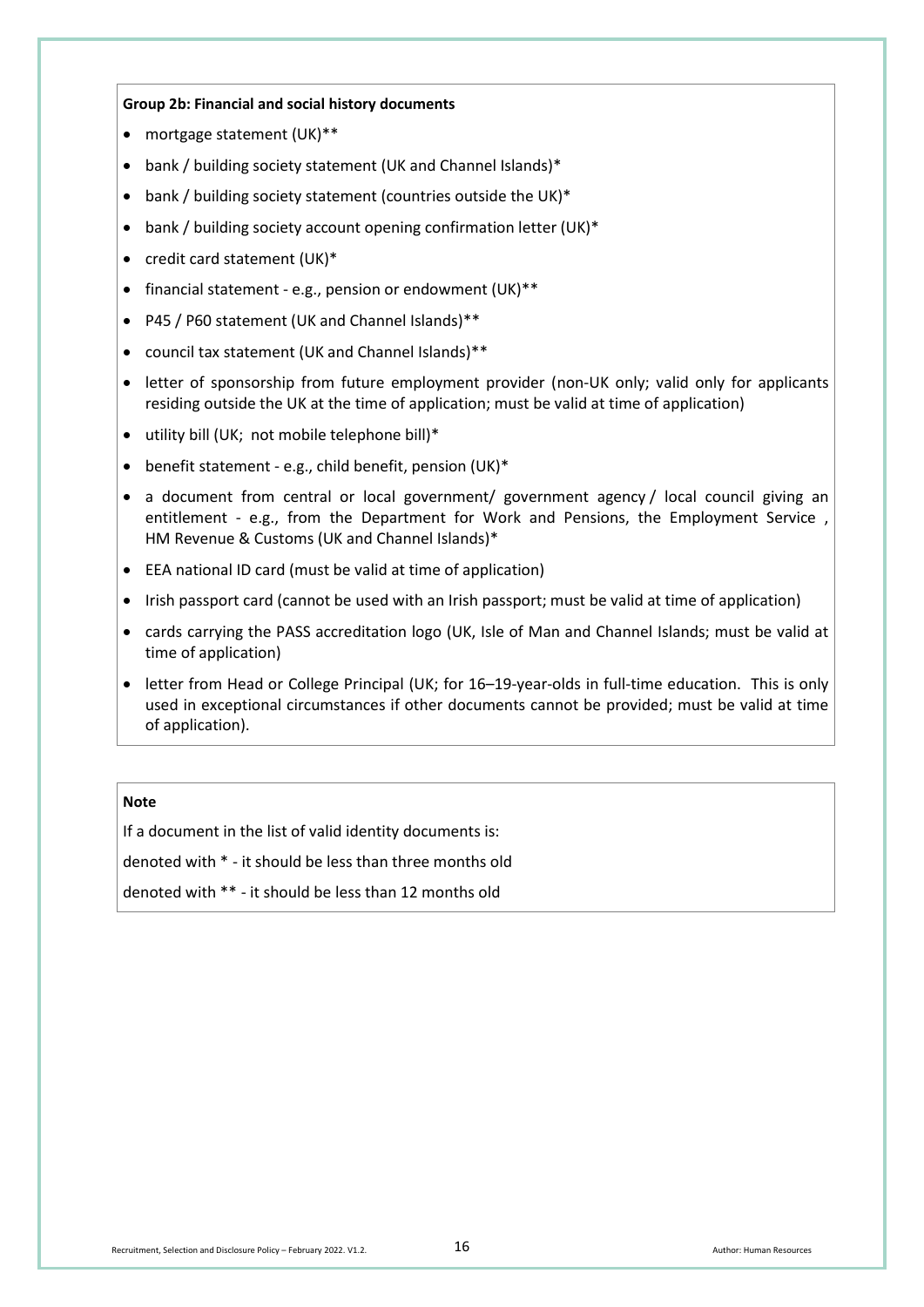**Group 2b: Financial and social history documents**

- mortgage statement (UK)**
- bank / building society statement (UK and Channel Islands)*
- bank / building society statement (countries outside the UK)*
- bank / building society account opening confirmation letter (UK)*
- credit card statement (UK)*
- financial statement - e.g., pension or endowment (UK)**
- P45 / P60 statement (UK and Channel Islands)**
- council tax statement (UK and Channel Islands)**
- letter of sponsorship from future employment provider (non-UK only; valid only for applicants residing outside the UK at the time of application; must be valid at time of application)
- utility bill (UK; not mobile telephone bill)*
- benefit statement - e.g., child benefit, pension (UK)*
- a document from central or local government/ government agency / local council giving an entitlement - e.g., from the Department for Work and Pensions, the Employment Service , HM Revenue & Customs (UK and Channel Islands)*
- EEA national ID card (must be valid at time of application)
- Irish passport card (cannot be used with an Irish passport; must be valid at time of application)
- cards carrying the PASS accreditation logo (UK, Isle of Man and Channel Islands; must be valid at time of application)
- letter from Head or College Principal (UK; for 16–19-year-olds in full-time education. This is only used in exceptional circumstances if other documents cannot be provided; must be valid at time of application).

**Note**

If a document in the list of valid identity documents is:

denoted with * - it should be less than three months old

denoted with ** - it should be less than 12 months old